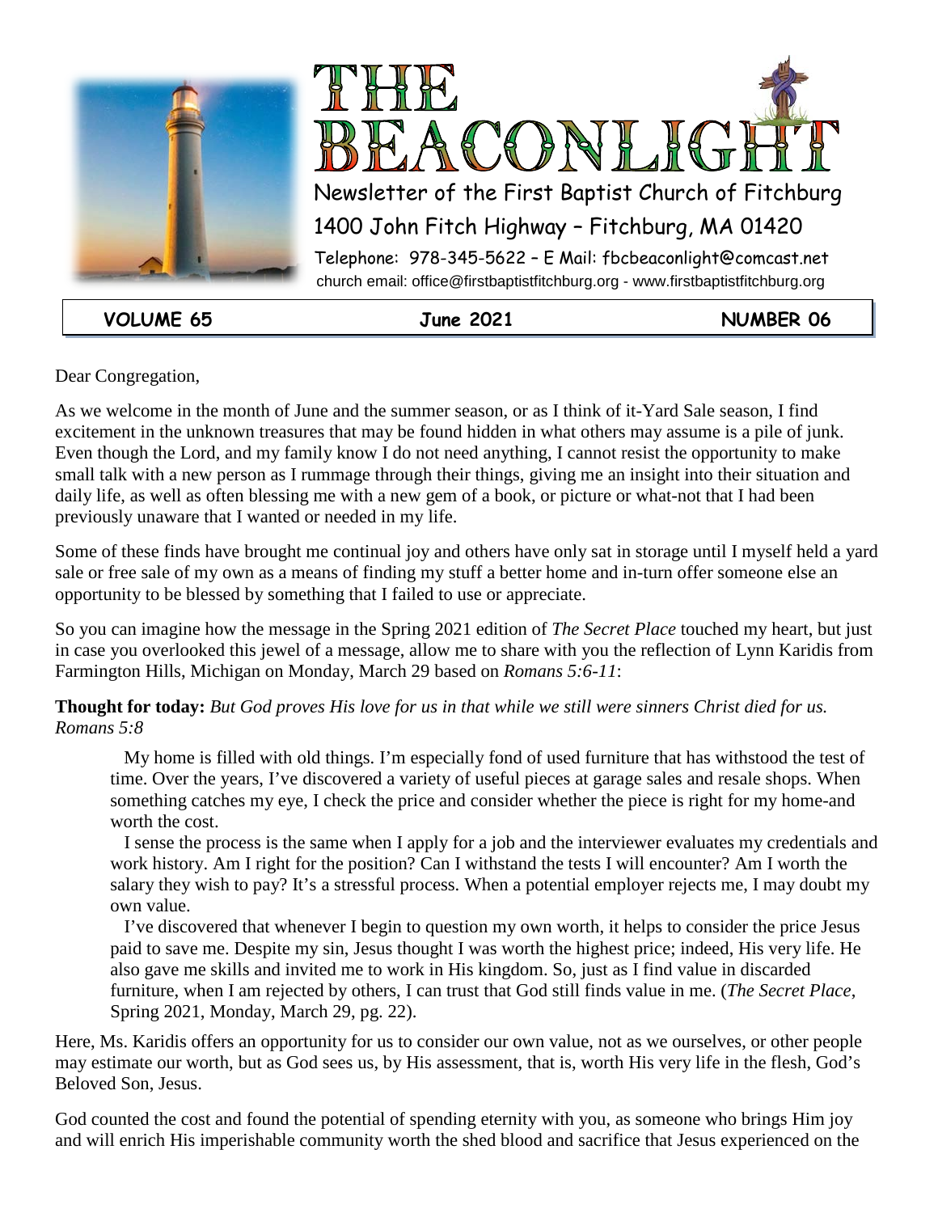# THE BEACONLIGHT

Newsletter of the First Baptist Church of Fitchburg

1400 John Fitch Highway – Fitchburg, MA 01420

Telephone: 978-345-5622 – E Mail: fbcbeaconlight@comcast.net

church email: office@firstbaptistfitchburg.org - www.firstbaptistfitchburg.org

**VOLUME 65** | **June 2021** | **NUMBER 06**

Dear Congregation,

As we welcome in the month of June and the summer season, or as I think of it-Yard Sale season, I find excitement in the unknown treasures that may be found hidden in what others may assume is a pile of junk. Even though the Lord, and my family know I do not need anything, I cannot resist the opportunity to make small talk with a new person as I rummage through their things, giving me an insight into their situation and daily life, as well as often blessing me with a new gem of a book, or picture or what-not that I had been previously unaware that I wanted or needed in my life.

Some of these finds have brought me continual joy and others have only sat in storage until I myself held a yard sale or free sale of my own as a means of finding my stuff a better home and in-turn offer someone else an opportunity to be blessed by something that I failed to use or appreciate.

So you can imagine how the message in the Spring 2021 edition of *The Secret Place* touched my heart, but just in case you overlooked this jewel of a message, allow me to share with you the reflection of Lynn Karidis from Farmington Hills, Michigan on Monday, March 29 based on *Romans 5:6-11*:

**Thought for today:** *But God proves His love for us in that while we still were sinners Christ died for us. Romans 5:8*

> My home is filled with old things. I'm especially fond of used furniture that has withstood the test of time. Over the years, I've discovered a variety of useful pieces at garage sales and resale shops. When something catches my eye, I check the price and consider whether the piece is right for my home-and worth the cost.
>
> I sense the process is the same when I apply for a job and the interviewer evaluates my credentials and work history. Am I right for the position? Can I withstand the tests I will encounter? Am I worth the salary they wish to pay? It's a stressful process. When a potential employer rejects me, I may doubt my own value.
>
> I've discovered that whenever I begin to question my own worth, it helps to consider the price Jesus paid to save me. Despite my sin, Jesus thought I was worth the highest price; indeed, His very life. He also gave me skills and invited me to work in His kingdom. So, just as I find value in discarded furniture, when I am rejected by others, I can trust that God still finds value in me. (*The Secret Place*, Spring 2021, Monday, March 29, pg. 22).

Here, Ms. Karidis offers an opportunity for us to consider our own value, not as we ourselves, or other people may estimate our worth, but as God sees us, by His assessment, that is, worth His very life in the flesh, God's Beloved Son, Jesus.

God counted the cost and found the potential of spending eternity with you, as someone who brings Him joy and will enrich His imperishable community worth the shed blood and sacrifice that Jesus experienced on the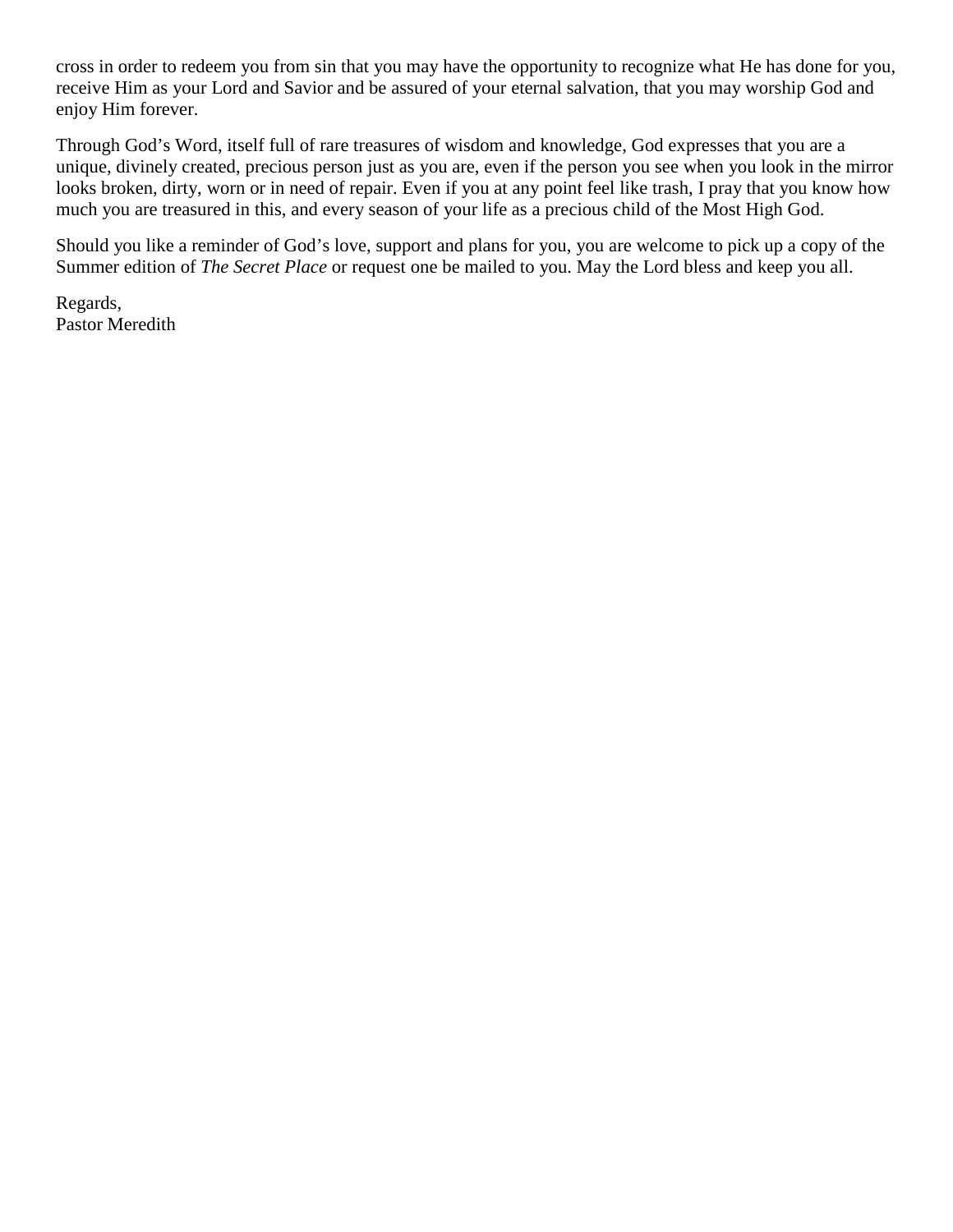cross in order to redeem you from sin that you may have the opportunity to recognize what He has done for you, receive Him as your Lord and Savior and be assured of your eternal salvation, that you may worship God and enjoy Him forever.

Through God's Word, itself full of rare treasures of wisdom and knowledge, God expresses that you are a unique, divinely created, precious person just as you are, even if the person you see when you look in the mirror looks broken, dirty, worn or in need of repair. Even if you at any point feel like trash, I pray that you know how much you are treasured in this, and every season of your life as a precious child of the Most High God.

Should you like a reminder of God's love, support and plans for you, you are welcome to pick up a copy of the Summer edition of *The Secret Place* or request one be mailed to you. May the Lord bless and keep you all.

Regards,  
Pastor Meredith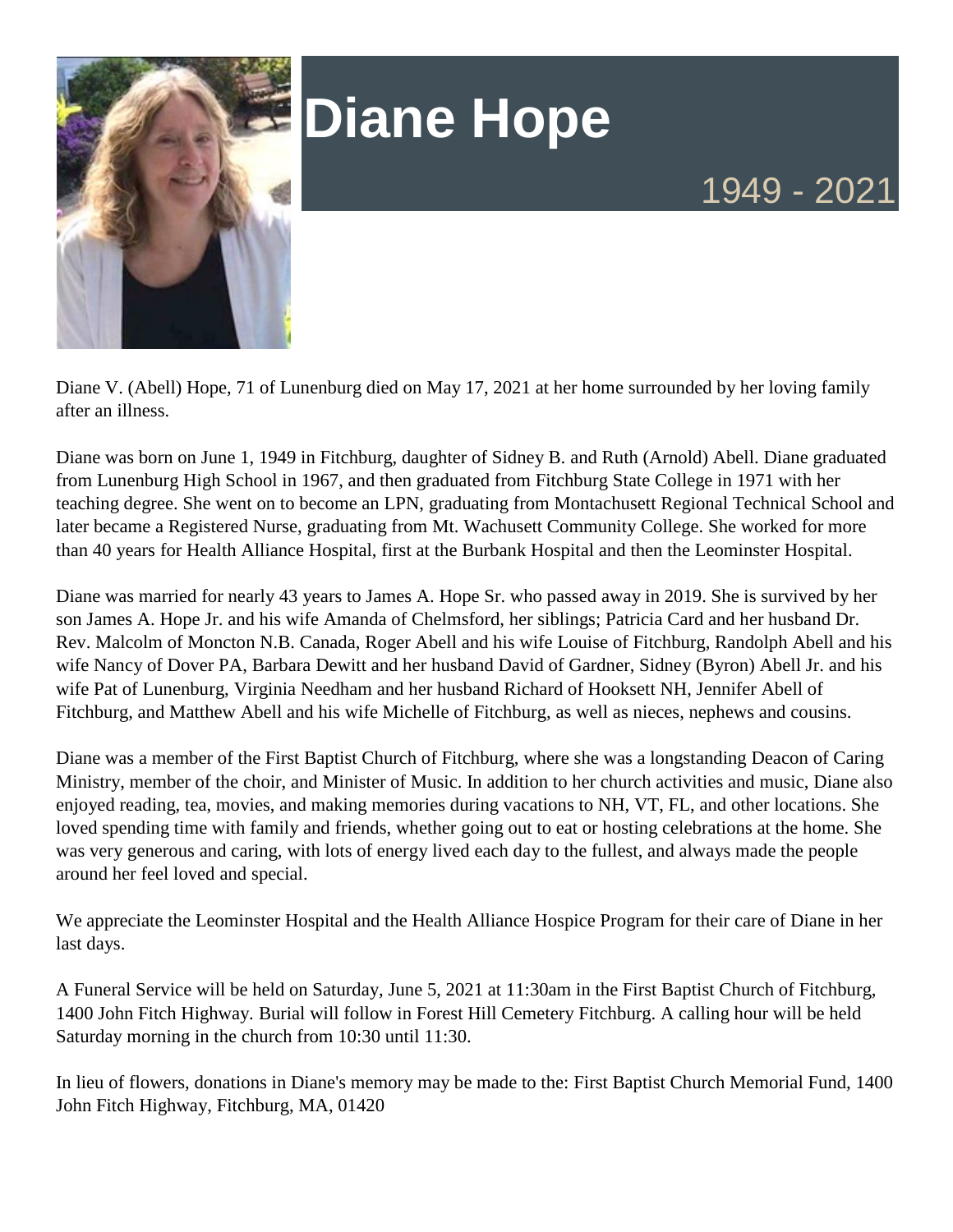# Diane Hope

1949 - 2021

Diane V. (Abell) Hope, 71 of Lunenburg died on May 17, 2021 at her home surrounded by her loving family after an illness.

Diane was born on June 1, 1949 in Fitchburg, daughter of Sidney B. and Ruth (Arnold) Abell. Diane graduated from Lunenburg High School in 1967, and then graduated from Fitchburg State College in 1971 with her teaching degree. She went on to become an LPN, graduating from Montachusett Regional Technical School and later became a Registered Nurse, graduating from Mt. Wachusett Community College. She worked for more than 40 years for Health Alliance Hospital, first at the Burbank Hospital and then the Leominster Hospital.

Diane was married for nearly 43 years to James A. Hope Sr. who passed away in 2019. She is survived by her son James A. Hope Jr. and his wife Amanda of Chelmsford, her siblings; Patricia Card and her husband Dr. Rev. Malcolm of Moncton N.B. Canada, Roger Abell and his wife Louise of Fitchburg, Randolph Abell and his wife Nancy of Dover PA, Barbara Dewitt and her husband David of Gardner, Sidney (Byron) Abell Jr. and his wife Pat of Lunenburg, Virginia Needham and her husband Richard of Hooksett NH, Jennifer Abell of Fitchburg, and Matthew Abell and his wife Michelle of Fitchburg, as well as nieces, nephews and cousins.

Diane was a member of the First Baptist Church of Fitchburg, where she was a longstanding Deacon of Caring Ministry, member of the choir, and Minister of Music. In addition to her church activities and music, Diane also enjoyed reading, tea, movies, and making memories during vacations to NH, VT, FL, and other locations. She loved spending time with family and friends, whether going out to eat or hosting celebrations at the home. She was very generous and caring, with lots of energy lived each day to the fullest, and always made the people around her feel loved and special.

We appreciate the Leominster Hospital and the Health Alliance Hospice Program for their care of Diane in her last days.

A Funeral Service will be held on Saturday, June 5, 2021 at 11:30am in the First Baptist Church of Fitchburg, 1400 John Fitch Highway. Burial will follow in Forest Hill Cemetery Fitchburg. A calling hour will be held Saturday morning in the church from 10:30 until 11:30.

In lieu of flowers, donations in Diane's memory may be made to the: First Baptist Church Memorial Fund, 1400 John Fitch Highway, Fitchburg, MA, 01420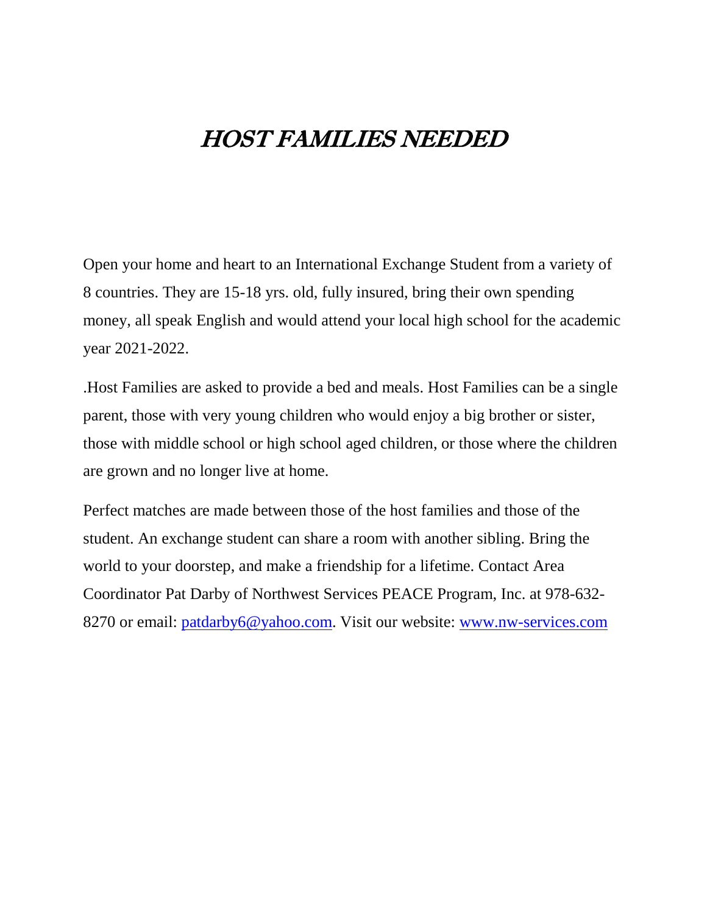# *HOST FAMILIES NEEDED*

Open your home and heart to an International Exchange Student from a variety of 8 countries. They are 15-18 yrs. old, fully insured, bring their own spending money, all speak English and would attend your local high school for the academic year 2021-2022.

.Host Families are asked to provide a bed and meals. Host Families can be a single parent, those with very young children who would enjoy a big brother or sister, those with middle school or high school aged children, or those where the children are grown and no longer live at home.

Perfect matches are made between those of the host families and those of the student. An exchange student can share a room with another sibling. Bring the world to your doorstep, and make a friendship for a lifetime. Contact Area Coordinator Pat Darby of Northwest Services PEACE Program, Inc. at 978-632-8270 or email: patdarby6@yahoo.com. Visit our website: www.nw-services.com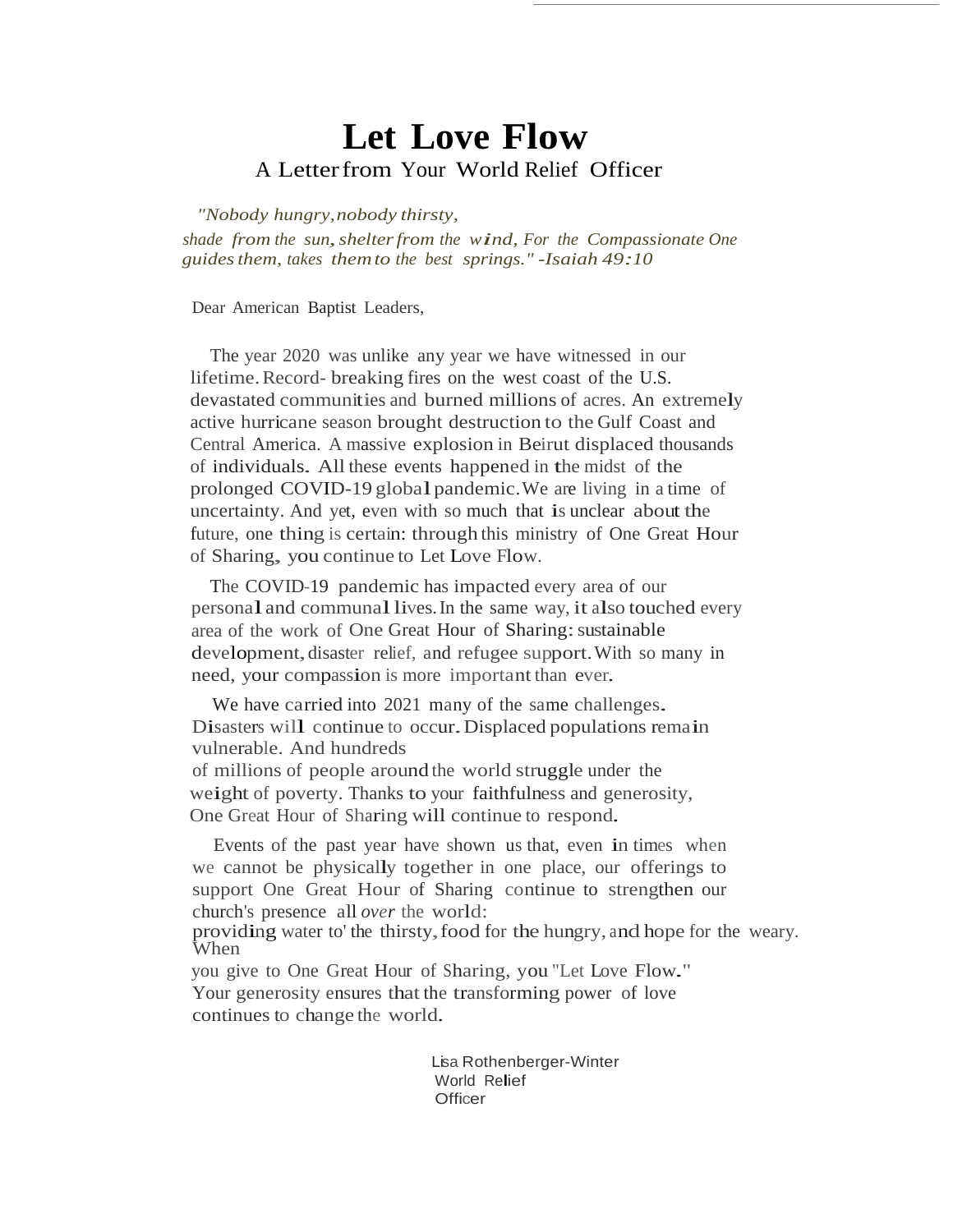# Let Love Flow

A Letter from Your World Relief Officer

*"Nobody hungry, nobody thirsty, shade from the sun, shelter from the wind, For the Compassionate One guides them, takes them to the best springs." -Isaiah 49:10*

Dear American Baptist Leaders,

The year 2020 was unlike any year we have witnessed in our lifetime. Record- breaking fires on the west coast of the U.S. devastated communities and burned millions of acres. An extremely active hurricane season brought destruction to the Gulf Coast and Central America. A massive explosion in Beirut displaced thousands of individuals. All these events happened in the midst of the prolonged COVID-19 global pandemic. We are living in a time of uncertainty. And yet, even with so much that is unclear about the future, one thing is certain: through this ministry of One Great Hour of Sharing, you continue to Let Love Flow.

The COVID-19 pandemic has impacted every area of our personal and communal lives. In the same way, it also touched every area of the work of One Great Hour of Sharing: sustainable development, disaster relief, and refugee support. With so many in need, your compassion is more important than ever.

We have carried into 2021 many of the same challenges. Disasters will continue to occur. Displaced populations remain vulnerable. And hundreds of millions of people around the world struggle under the weight of poverty. Thanks to your faithfulness and generosity, One Great Hour of Sharing will continue to respond.

Events of the past year have shown us that, even in times when we cannot be physically together in one place, our offerings to support One Great Hour of Sharing continue to strengthen our church's presence all *over* the world: providing water to' the thirsty, food for the hungry, and hope for the weary. When you give to One Great Hour of Sharing, you "Let Love Flow." Your generosity ensures that the transforming power of love continues to change the world.

Lisa Rothenberger-Winter
World Relief Officer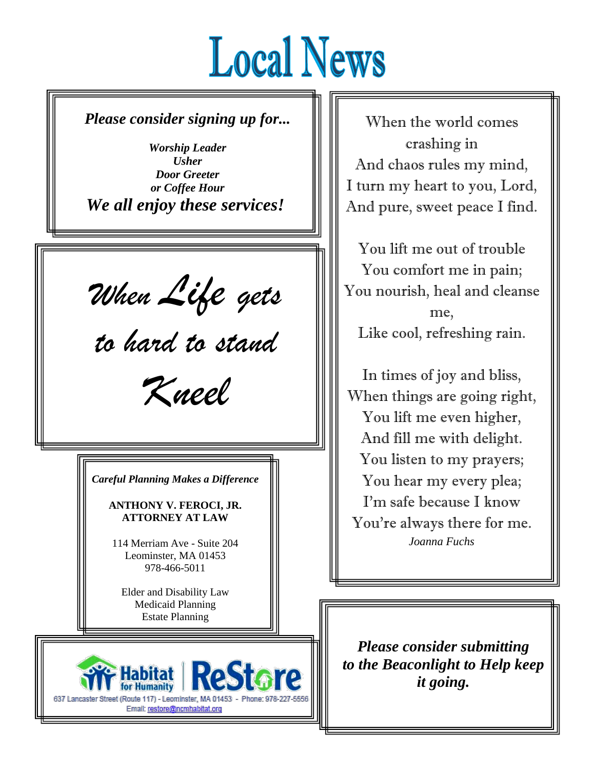# Local News

***Please consider signing up for...***

***Worship Leader***
***Usher***
***Door Greeter***
***or Coffee Hour***

***We all enjoy these services!***

*When Life gets*
*to hard to stand*
*Kneel*

***Careful Planning Makes a Difference***

**ANTHONY V. FEROCI, JR.**
**ATTORNEY AT LAW**

114 Merriam Ave - Suite 204
Leominster, MA 01453
978-466-5011

Elder and Disability Law
Medicaid Planning
Estate Planning

Habitat for Humanity | ReStore
637 Lancaster Street (Route 117) - Leominster, MA 01453 - Phone: 978-227-5556
Email: restore@ncmhabitat.org

When the world comes crashing in
And chaos rules my mind,
I turn my heart to you, Lord,
And pure, sweet peace I find.

You lift me out of trouble
You comfort me in pain;
You nourish, heal and cleanse me,
Like cool, refreshing rain.

In times of joy and bliss,
When things are going right,
You lift me even higher,
And fill me with delight.
You listen to my prayers;
You hear my every plea;
I'm safe because I know
You're always there for me.

*Joanna Fuchs*

***Please consider submitting to the Beaconlight to Help keep it going.***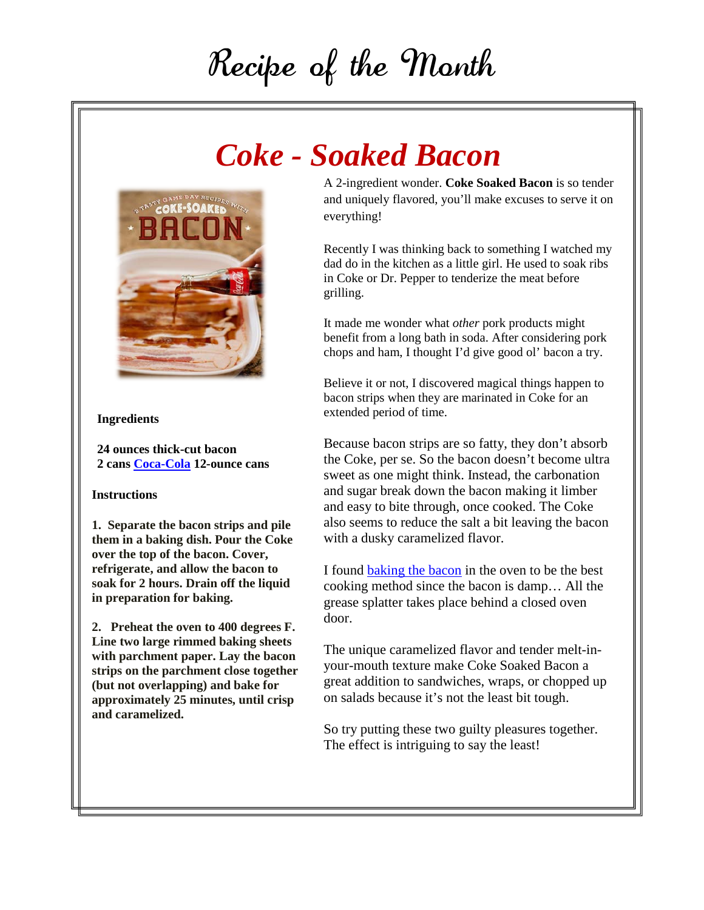# Recipe of the Month

## *Coke - Soaked Bacon*

A 2-ingredient wonder. **Coke Soaked Bacon** is so tender and uniquely flavored, you'll make excuses to serve it on everything!

Recently I was thinking back to something I watched my dad do in the kitchen as a little girl. He used to soak ribs in Coke or Dr. Pepper to tenderize the meat before grilling.

It made me wonder what *other* pork products might benefit from a long bath in soda. After considering pork chops and ham, I thought I'd give good ol' bacon a try.

Believe it or not, I discovered magical things happen to bacon strips when they are marinated in Coke for an extended period of time.

Because bacon strips are so fatty, they don't absorb the Coke, per se. So the bacon doesn't become ultra sweet as one might think. Instead, the carbonation and sugar break down the bacon making it limber and easy to bite through, once cooked. The Coke also seems to reduce the salt a bit leaving the bacon with a dusky caramelized flavor.

I found baking the bacon in the oven to be the best cooking method since the bacon is damp… All the grease splatter takes place behind a closed oven door.

The unique caramelized flavor and tender melt-in-your-mouth texture make Coke Soaked Bacon a great addition to sandwiches, wraps, or chopped up on salads because it's not the least bit tough.

So try putting these two guilty pleasures together. The effect is intriguing to say the least!

**Ingredients**

**24 ounces thick-cut bacon**
**2 cans Coca-Cola 12-ounce cans**

**Instructions**

**1. Separate the bacon strips and pile them in a baking dish. Pour the Coke over the top of the bacon. Cover, refrigerate, and allow the bacon to soak for 2 hours. Drain off the liquid in preparation for baking.**

**2. Preheat the oven to 400 degrees F. Line two large rimmed baking sheets with parchment paper. Lay the bacon strips on the parchment close together (but not overlapping) and bake for approximately 25 minutes, until crisp and caramelized.**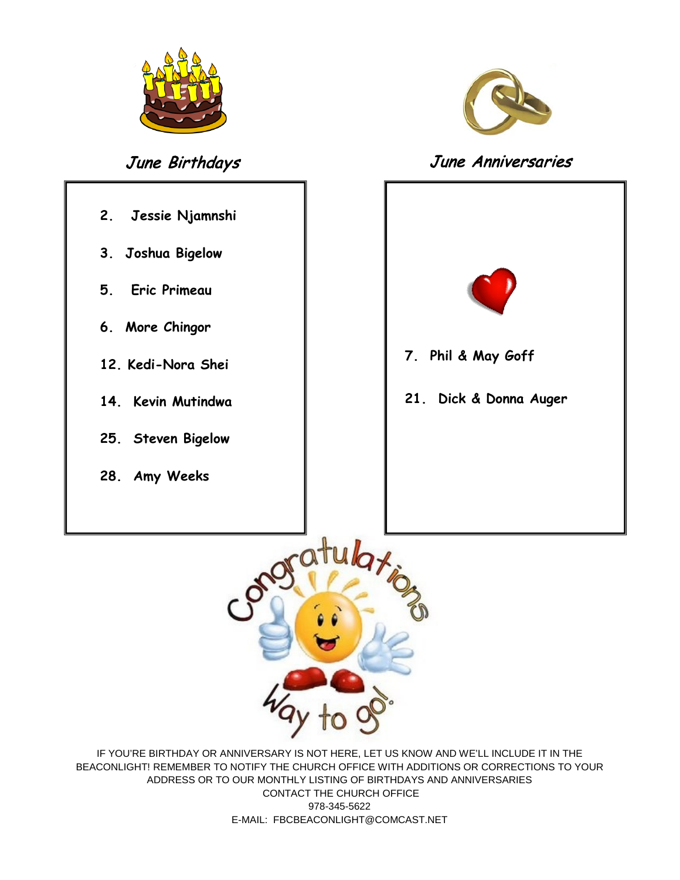## June Birthdays

2. Jessie Njamnshi
3. Joshua Bigelow
5. Eric Primeau
6. More Chingor
12. Kedi-Nora Shei
14. Kevin Mutindwa
25. Steven Bigelow
28. Amy Weeks

## June Anniversaries

7. Phil & May Goff
21. Dick & Donna Auger

IF YOU'RE BIRTHDAY OR ANNIVERSARY IS NOT HERE, LET US KNOW AND WE'LL INCLUDE IT IN THE BEACONLIGHT! REMEMBER TO NOTIFY THE CHURCH OFFICE WITH ADDITIONS OR CORRECTIONS TO YOUR ADDRESS OR TO OUR MONTHLY LISTING OF BIRTHDAYS AND ANNIVERSARIES

CONTACT THE CHURCH OFFICE

978-345-5622

E-MAIL: FBCBEACONLIGHT@COMCAST.NET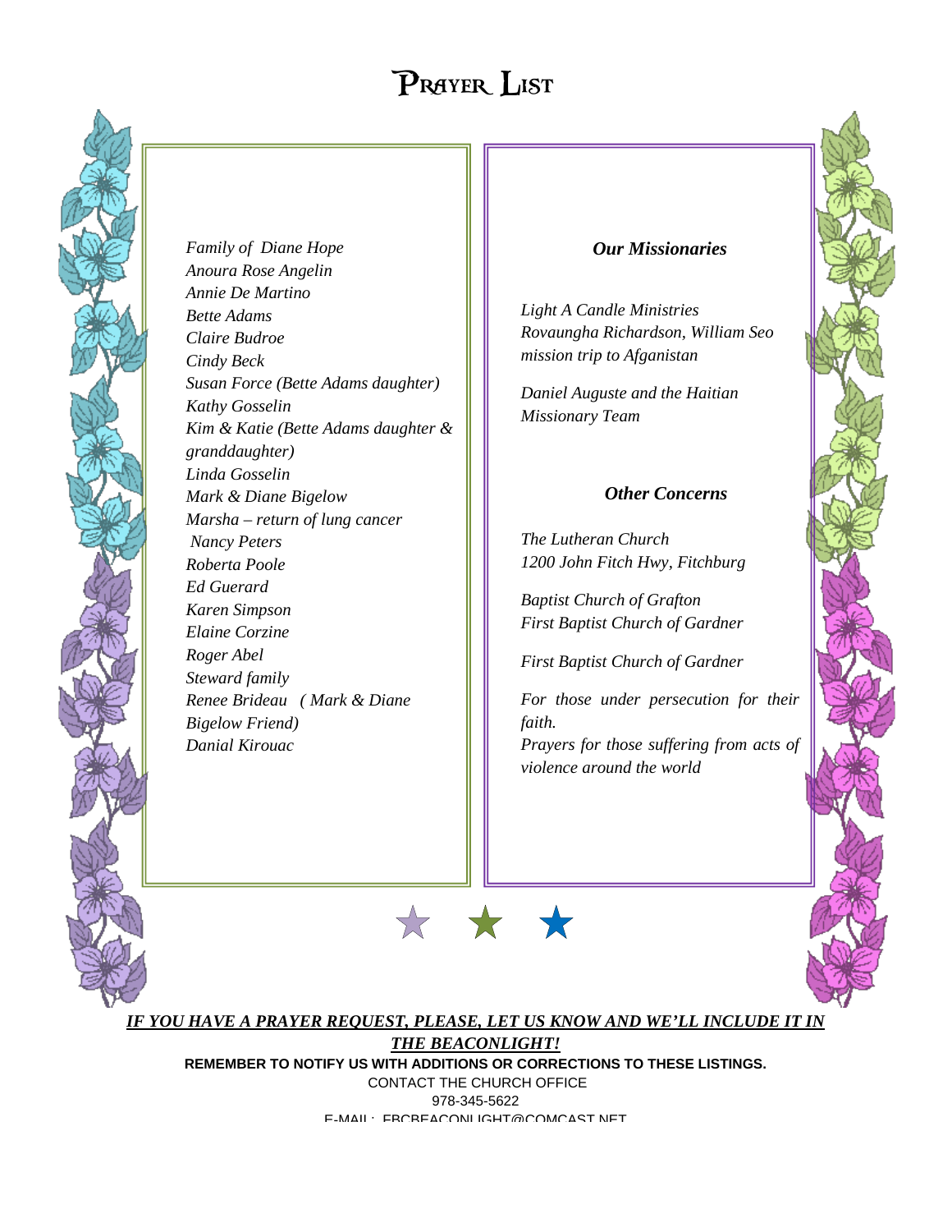# Prayer List

*Family of Diane Hope*
*Anoura Rose Angelin*
*Annie De Martino*
*Bette Adams*
*Claire Budroe*
*Cindy Beck*
*Susan Force (Bette Adams daughter)*
*Kathy Gosselin*
*Kim & Katie (Bette Adams daughter & granddaughter)*
*Linda Gosselin*
*Mark & Diane Bigelow*
*Marsha – return of lung cancer*
*Nancy Peters*
*Roberta Poole*
*Ed Guerard*
*Karen Simpson*
*Elaine Corzine*
*Roger Abel*
*Steward family*
*Renee Brideau ( Mark & Diane Bigelow Friend)*
*Danial Kirouac*

### *Our Missionaries*

*Light A Candle Ministries*
*Rovaungha Richardson, William Seo mission trip to Afganistan*

*Daniel Auguste and the Haitian Missionary Team*

### *Other Concerns*

*The Lutheran Church*
*1200 John Fitch Hwy, Fitchburg*

*Baptist Church of Grafton*
*First Baptist Church of Gardner*

*First Baptist Church of Gardner*

*For those under persecution for their faith.*
*Prayers for those suffering from acts of violence around the world*

***IF YOU HAVE A PRAYER REQUEST, PLEASE, LET US KNOW AND WE'LL INCLUDE IT IN THE BEACONLIGHT!***

**REMEMBER TO NOTIFY US WITH ADDITIONS OR CORRECTIONS TO THESE LISTINGS.**

CONTACT THE CHURCH OFFICE
978-345-5622
E-MAIL: FBCBEACONLIGHT@COMCAST.NET